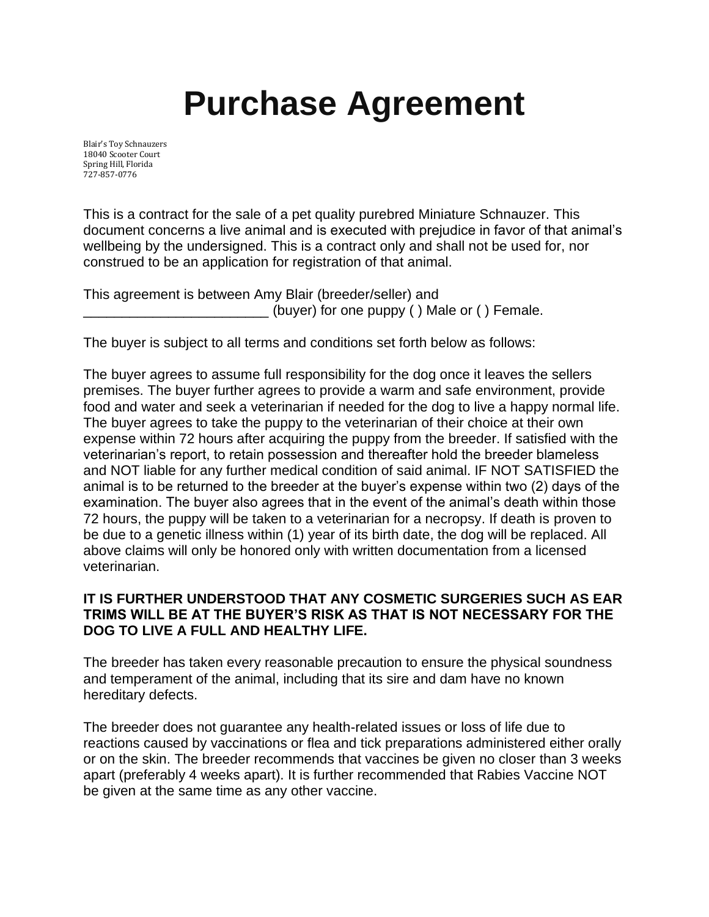# Purchase Agreement

Blair's Toy Schnauzers
18040 Scooter Court
Spring Hill, Florida
727-857-0776

This is a contract for the sale of a pet quality purebred Miniature Schnauzer. This document concerns a live animal and is executed with prejudice in favor of that animal's wellbeing by the undersigned. This is a contract only and shall not be used for, nor construed to be an application for registration of that animal.

This agreement is between Amy Blair (breeder/seller) and _________________________ (buyer) for one puppy ( ) Male or ( ) Female.

The buyer is subject to all terms and conditions set forth below as follows:

The buyer agrees to assume full responsibility for the dog once it leaves the sellers premises. The buyer further agrees to provide a warm and safe environment, provide food and water and seek a veterinarian if needed for the dog to live a happy normal life. The buyer agrees to take the puppy to the veterinarian of their choice at their own expense within 72 hours after acquiring the puppy from the breeder. If satisfied with the veterinarian's report, to retain possession and thereafter hold the breeder blameless and NOT liable for any further medical condition of said animal. IF NOT SATISFIED the animal is to be returned to the breeder at the buyer's expense within two (2) days of the examination. The buyer also agrees that in the event of the animal's death within those 72 hours, the puppy will be taken to a veterinarian for a necropsy. If death is proven to be due to a genetic illness within (1) year of its birth date, the dog will be replaced. All above claims will only be honored only with written documentation from a licensed veterinarian.

**IT IS FURTHER UNDERSTOOD THAT ANY COSMETIC SURGERIES SUCH AS EAR TRIMS WILL BE AT THE BUYER'S RISK AS THAT IS NOT NECESSARY FOR THE DOG TO LIVE A FULL AND HEALTHY LIFE.**

The breeder has taken every reasonable precaution to ensure the physical soundness and temperament of the animal, including that its sire and dam have no known hereditary defects.

The breeder does not guarantee any health-related issues or loss of life due to reactions caused by vaccinations or flea and tick preparations administered either orally or on the skin. The breeder recommends that vaccines be given no closer than 3 weeks apart (preferably 4 weeks apart). It is further recommended that Rabies Vaccine NOT be given at the same time as any other vaccine.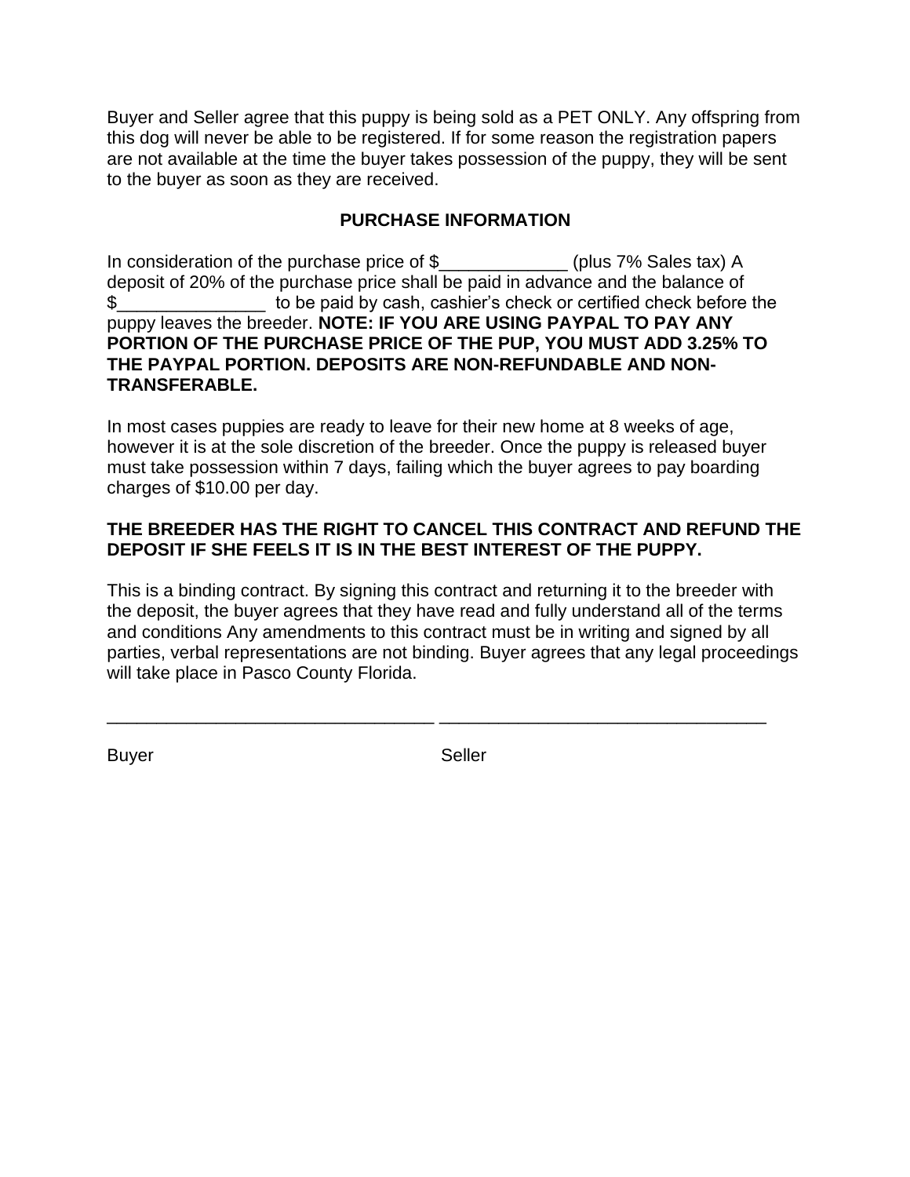Buyer and Seller agree that this puppy is being sold as a PET ONLY. Any offspring from this dog will never be able to be registered. If for some reason the registration papers are not available at the time the buyer takes possession of the puppy, they will be sent to the buyer as soon as they are received.

## PURCHASE INFORMATION

In consideration of the purchase price of $_____________ (plus 7% Sales tax) A deposit of 20% of the purchase price shall be paid in advance and the balance of $_______________ to be paid by cash, cashier's check or certified check before the puppy leaves the breeder. **NOTE: IF YOU ARE USING PAYPAL TO PAY ANY PORTION OF THE PURCHASE PRICE OF THE PUP, YOU MUST ADD 3.25% TO THE PAYPAL PORTION. DEPOSITS ARE NON-REFUNDABLE AND NON-TRANSFERABLE.**

In most cases puppies are ready to leave for their new home at 8 weeks of age, however it is at the sole discretion of the breeder. Once the puppy is released buyer must take possession within 7 days, failing which the buyer agrees to pay boarding charges of $10.00 per day.

**THE BREEDER HAS THE RIGHT TO CANCEL THIS CONTRACT AND REFUND THE DEPOSIT IF SHE FEELS IT IS IN THE BEST INTEREST OF THE PUPPY.**

This is a binding contract. By signing this contract and returning it to the breeder with the deposit, the buyer agrees that they have read and fully understand all of the terms and conditions Any amendments to this contract must be in writing and signed by all parties, verbal representations are not binding. Buyer agrees that any legal proceedings will take place in Pasco County Florida.

_________________________________ _________________________________

Buyer Seller